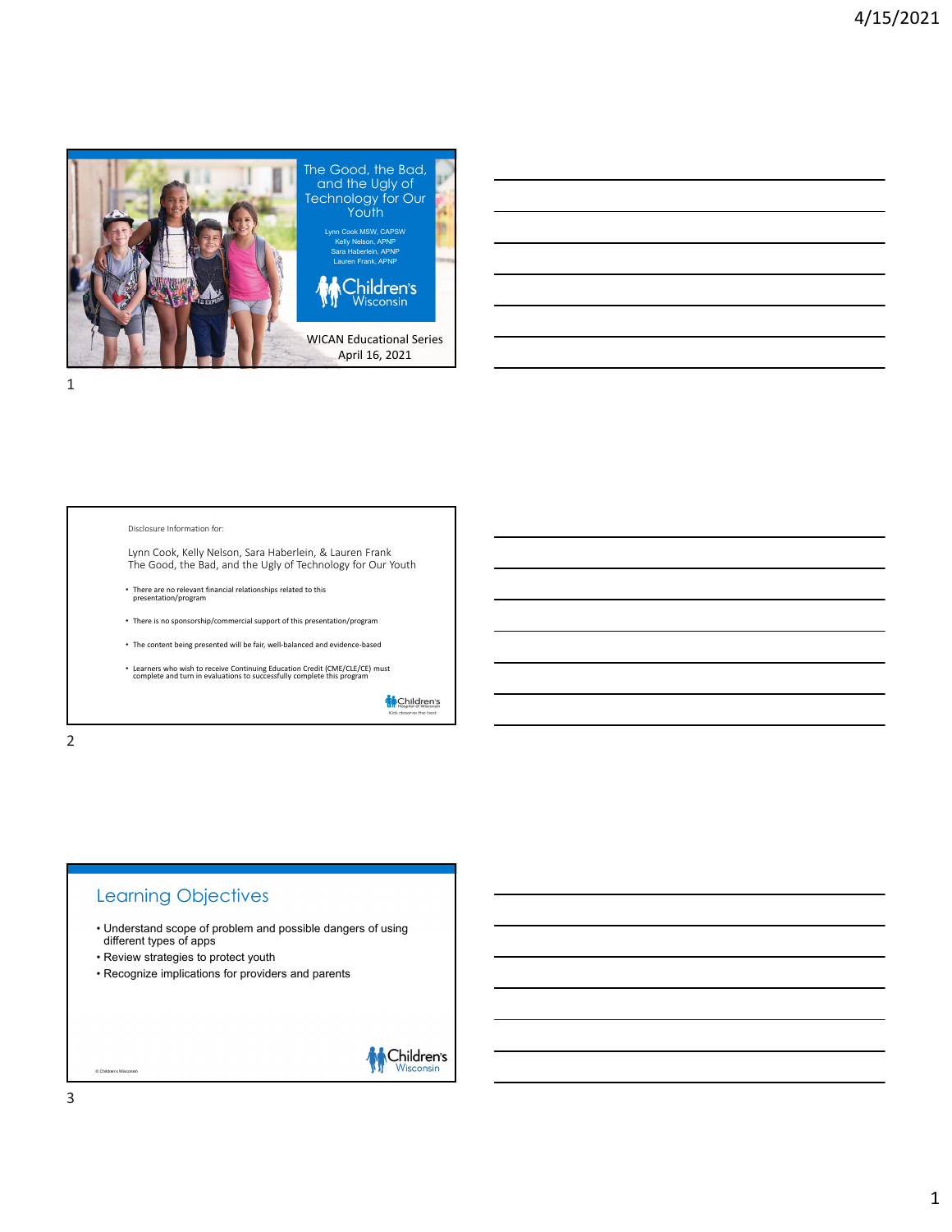# The Good, the Bad, and the Ugly of Technology for Our Youth

Lynn Cook MSW, CAPSW
Kelly Nelson, APNP
Sara Haberlein, APNP
Lauren Frank, APNP

Children's Wisconsin

WICAN Educational Series
April 16, 2021

---

Disclosure Information for:

Lynn Cook, Kelly Nelson, Sara Haberlein, & Lauren Frank
The Good, the Bad, and the Ugly of Technology for Our Youth

- There are no relevant financial relationships related to this presentation/program
- There is no sponsorship/commercial support of this presentation/program
- The content being presented will be fair, well-balanced and evidence-based
- Learners who wish to receive Continuing Education Credit (CME/CLE/CE) must complete and turn in evaluations to successfully complete this program

Children's Hospital of Wisconsin
Kids deserve the best

---

## Learning Objectives

- Understand scope of problem and possible dangers of using different types of apps
- Review strategies to protect youth
- Recognize implications for providers and parents

© Children's Wisconsin

Children's Wisconsin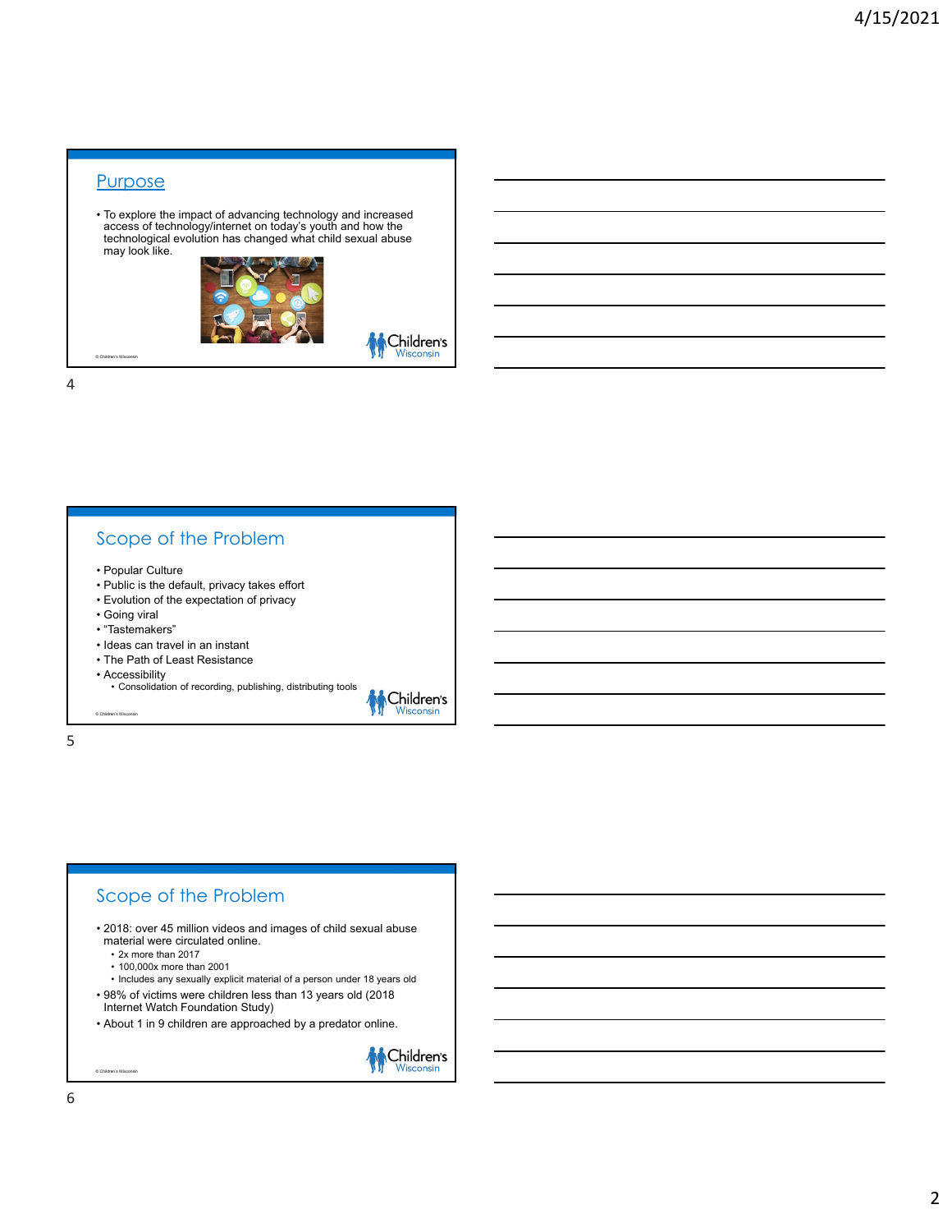## Purpose

- To explore the impact of advancing technology and increased access of technology/internet on today's youth and how the technological evolution has changed what child sexual abuse may look like.

## Scope of the Problem

- Popular Culture
- Public is the default, privacy takes effort
- Evolution of the expectation of privacy
- Going viral
- "Tastemakers"
- Ideas can travel in an instant
- The Path of Least Resistance
- Accessibility
  - Consolidation of recording, publishing, distributing tools

## Scope of the Problem

- 2018: over 45 million videos and images of child sexual abuse material were circulated online.
  - 2x more than 2017
  - 100,000x more than 2001
  - Includes any sexually explicit material of a person under 18 years old
- 98% of victims were children less than 13 years old (2018 Internet Watch Foundation Study)
- About 1 in 9 children are approached by a predator online.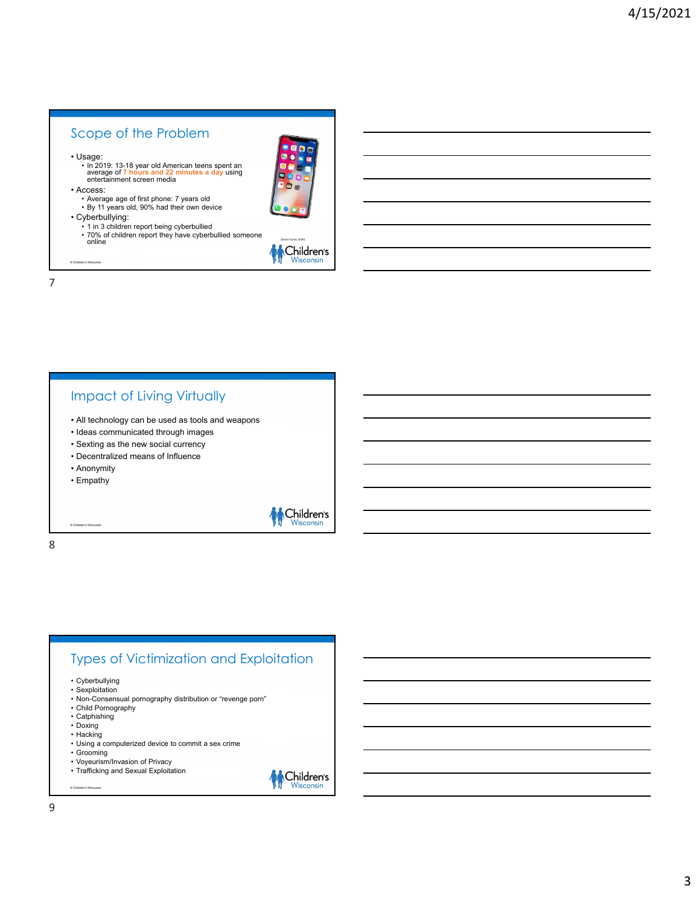## Scope of the Problem

- Usage:
  - In 2019: 13-18 year old American teens spent an average of **7 hours and 22 minutes a day** using entertainment screen media
- Access:
  - Average age of first phone: 7 years old
  - By 11 years old, 90% had their own device
- Cyberbullying:
  - 1 in 3 children report being cyberbullied
  - 70% of children report they have cyberbullied someone online

(Smart Social, 2020)

© Children's Wisconsin

## Impact of Living Virtually

- All technology can be used as tools and weapons
- Ideas communicated through images
- Sexting as the new social currency
- Decentralized means of Influence
- Anonymity
- Empathy

© Children's Wisconsin

## Types of Victimization and Exploitation

- Cyberbullying
- Sexploitation
- Non-Consensual pornography distribution or "revenge porn"
- Child Pornography
- Catphishing
- Doxing
- Hacking
- Using a computerized device to commit a sex crime
- Grooming
- Voyeurism/Invasion of Privacy
- Trafficking and Sexual Exploitation

© Children's Wisconsin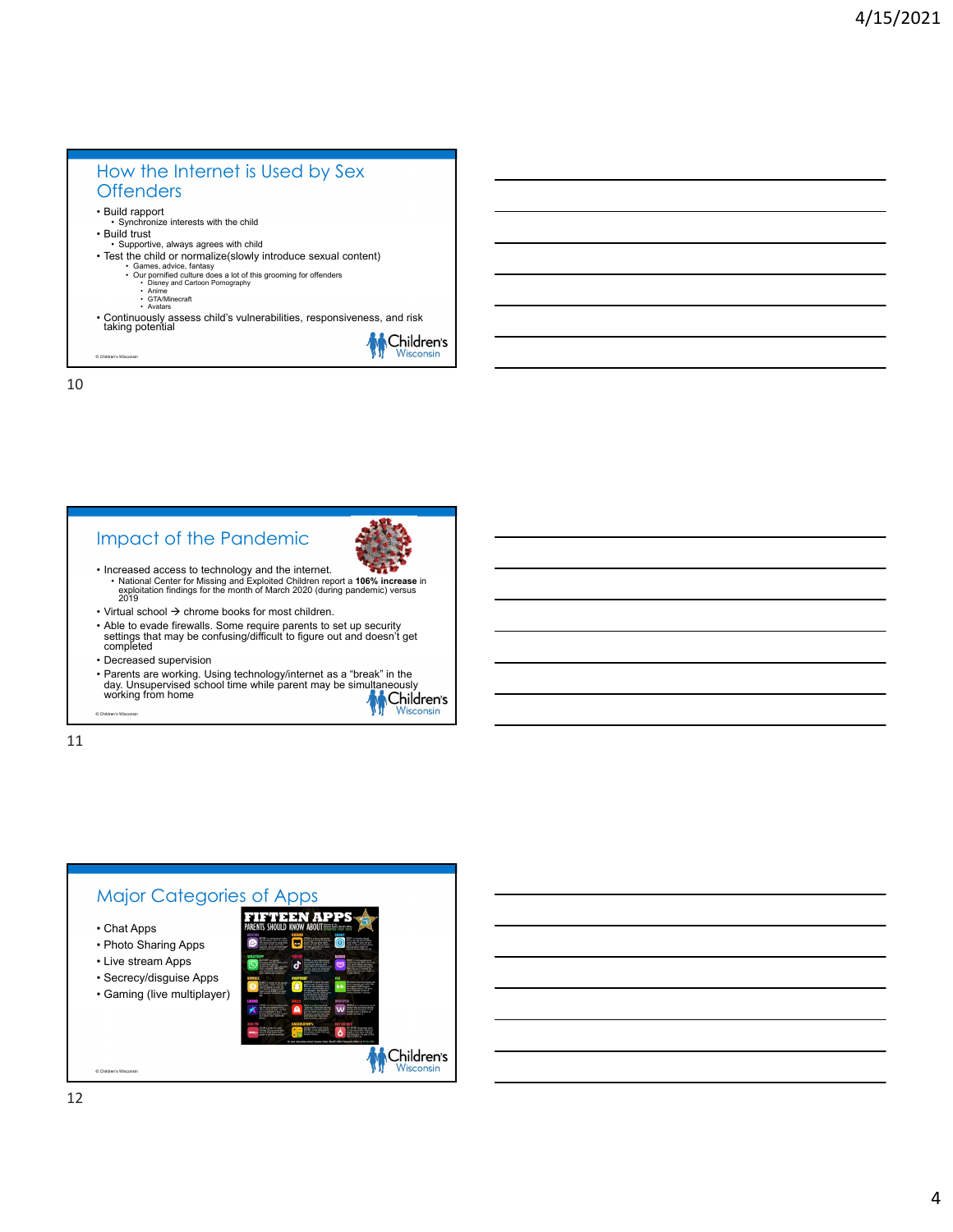## How the Internet is Used by Sex Offenders

- Build rapport
  - Synchronize interests with the child
- Build trust
  - Supportive, always agrees with child
- Test the child or normalize(slowly introduce sexual content)
  - Games, advice, fantasy
  - Our pornified culture does a lot of this grooming for offenders
    - Disney and Cartoon Pornography
    - Anime
    - GTA/Minecraft
    - Avatars
- Continuously assess child's vulnerabilities, responsiveness, and risk taking potential

© Children's Wisconsin

## Impact of the Pandemic

- Increased access to technology and the internet.
  - National Center for Missing and Exploited Children report a **106% increase** in exploitation findings for the month of March 2020 (during pandemic) versus 2019
- Virtual school → chrome books for most children.
- Able to evade firewalls. Some require parents to set up security settings that may be confusing/difficult to figure out and doesn't get completed
- Decreased supervision
- Parents are working. Using technology/internet as a "break" in the day. Unsupervised school time while parent may be simultaneously working from home

© Children's Wisconsin

## Major Categories of Apps

- Chat Apps
- Photo Sharing Apps
- Live stream Apps
- Secrecy/disguise Apps
- Gaming (live multiplayer)

FIFTEEN APPS PARENTS SHOULD KNOW ABOUT

© Children's Wisconsin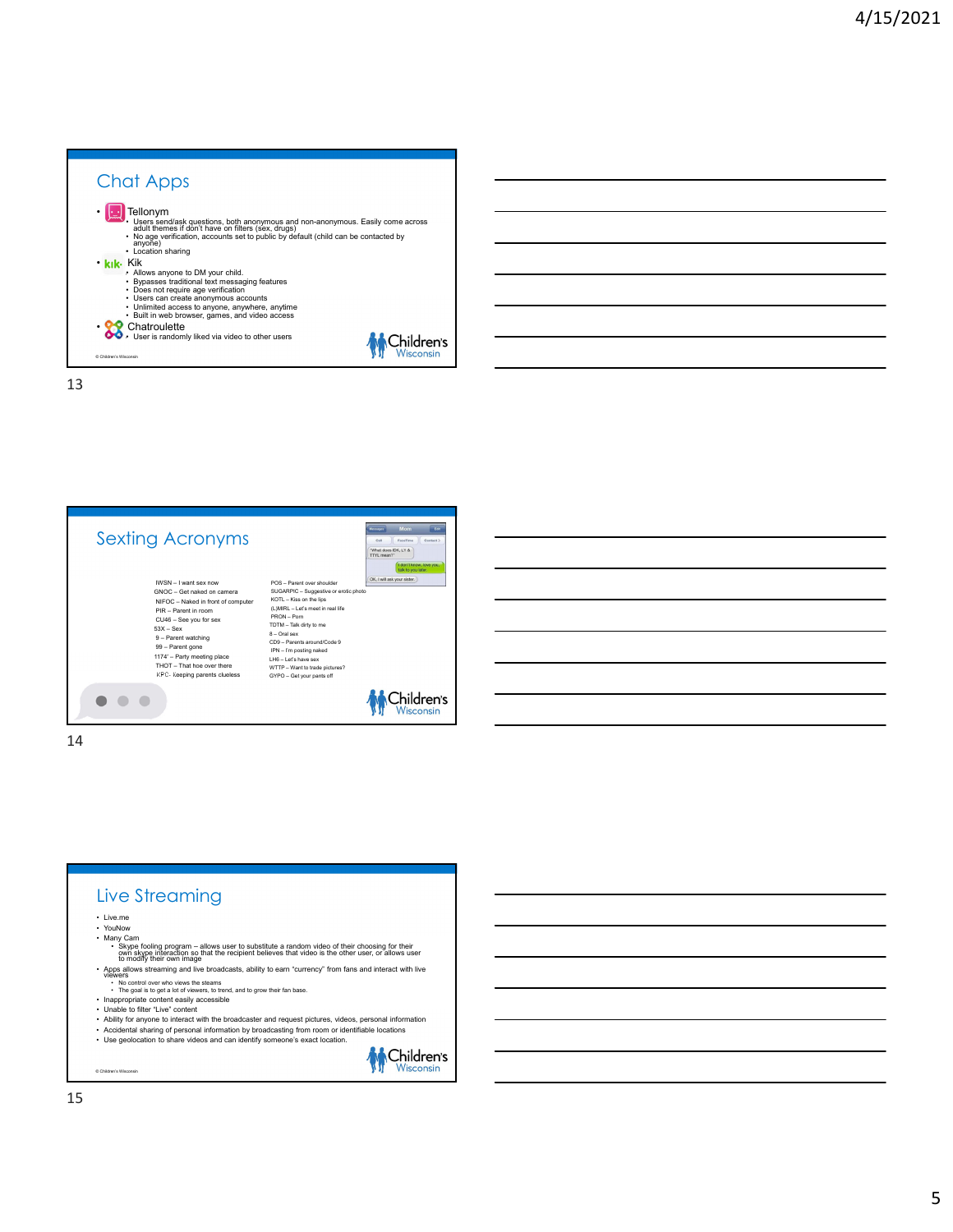## Chat Apps

- Tellonym
  - Users send/ask questions, both anonymous and non-anonymous. Easily come across adult themes if don't have on filters (sex, drugs)
  - No age verification, accounts set to public by default (child can be contacted by anyone)
  - Location sharing
- Kik
  - Allows anyone to DM your child.
  - Bypasses traditional text messaging features
  - Does not require age verification
  - Users can create anonymous accounts
  - Unlimited access to anyone, anywhere, anytime
  - Built in web browser, games, and video access
- Chatroulette
  - User is randomly liked via video to other users

© Children's Wisconsin

## Sexting Acronyms

IWSN – I want sex now
GNOC – Get naked on camera
NIFOC – Naked in front of computer
PIR – Parent in room
CU46 – See you for sex
53X – Sex
9 – Parent watching
99 – Parent gone
1174' – Party meeting place
THOT – That hoe over there
KPC- Keeping parents clueless

POS – Parent over shoulder
SUGARPIC – Suggestive or erotic photo
KOTL – Kiss on the lips
(L)MIRL – Let's meet in real life
PRON – Porn
TDTM – Talk dirty to me
8 – Oral sex
CD9 – Parents around/Code 9
IPN – I'm posting naked
LH6 – Let's have sex
WTTP – Want to trade pictures?
GYPO – Get your pants off

## Live Streaming

- Live.me
- YouNow
- Many Cam
  - Skype fooling program – allows user to substitute a random video of their choosing for their own skype interaction so that the recipient believes that video is the other user, or allows user to modify their own image
- Apps allows streaming and live broadcasts, ability to earn "currency" from fans and interact with live viewers
  - No control over who views the steams
  - The goal is to get a lot of viewers, to trend, and to grow their fan base.
- Inappropriate content easily accessible
- Unable to filter "Live" content
- Ability for anyone to interact with the broadcaster and request pictures, videos, personal information
- Accidental sharing of personal information by broadcasting from room or identifiable locations
- Use geolocation to share videos and can identify someone's exact location.

© Children's Wisconsin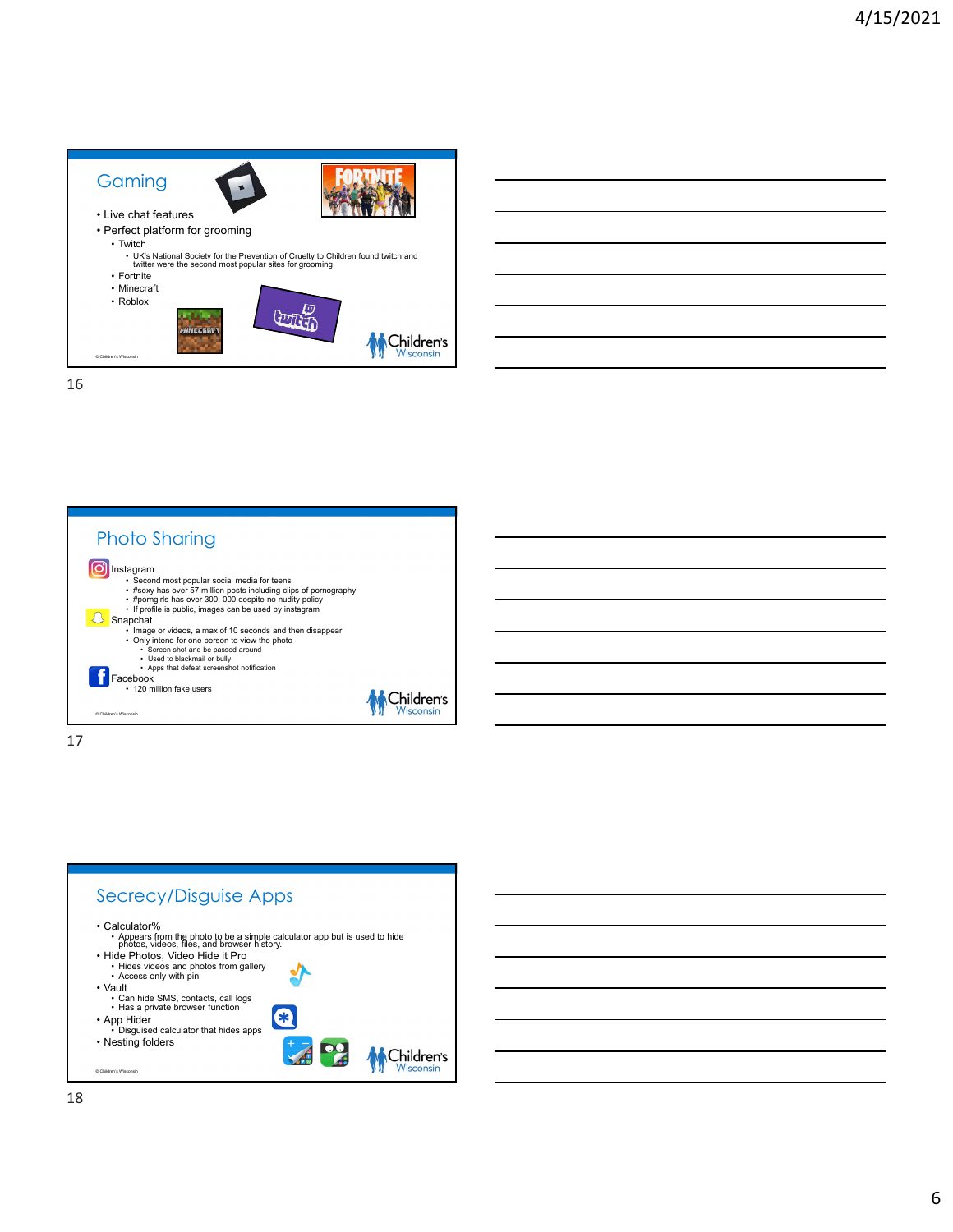## Gaming

- Live chat features
- Perfect platform for grooming
  - Twitch
    - UK's National Society for the Prevention of Cruelty to Children found twitch and twitter were the second most popular sites for grooming
  - Fortnite
  - Minecraft
  - Roblox

© Children's Wisconsin

## Photo Sharing

- Instagram
  - Second most popular social media for teens
  - #sexy has over 57 million posts including clips of pornography
  - #porngirls has over 300, 000 despite no nudity policy
  - If profile is public, images can be used by instagram
- Snapchat
  - Image or videos, a max of 10 seconds and then disappear
  - Only intend for one person to view the photo
    - Screen shot and be passed around
    - Used to blackmail or bully
    - Apps that defeat screenshot notification
- Facebook
  - 120 million fake users

© Children's Wisconsin

## Secrecy/Disguise Apps

- Calculator%
  - Appears from the photo to be a simple calculator app but is used to hide photos, videos, files, and browser history.
- Hide Photos, Video Hide it Pro
  - Hides videos and photos from gallery
  - Access only with pin
- Vault
  - Can hide SMS, contacts, call logs
  - Has a private browser function
- App Hider
  - Disguised calculator that hides apps
- Nesting folders

© Children's Wisconsin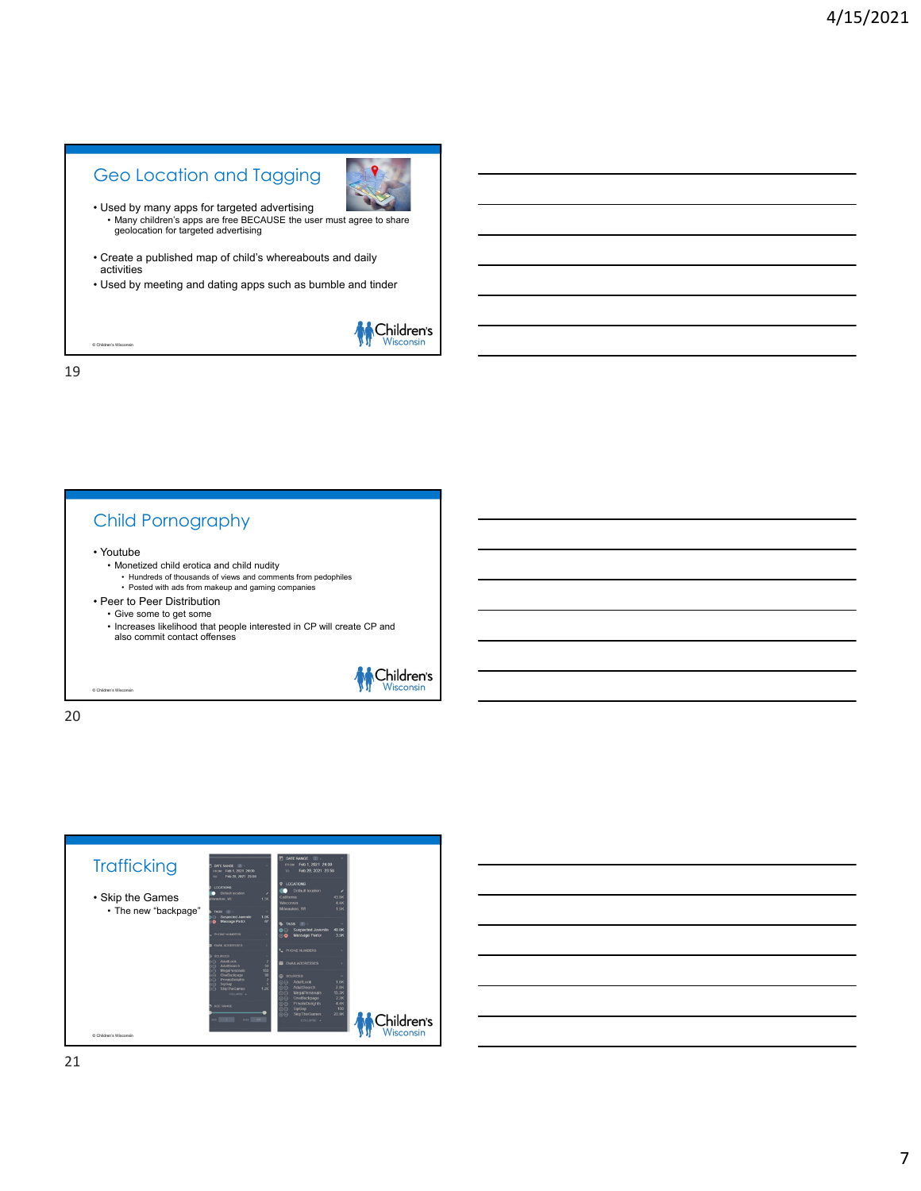## Geo Location and Tagging

- Used by many apps for targeted advertising
  - Many children's apps are free BECAUSE the user must agree to share geolocation for targeted advertising
- Create a published map of child's whereabouts and daily activities
- Used by meeting and dating apps such as bumble and tinder

© Children's Wisconsin

## Child Pornography

- Youtube
  - Monetized child erotica and child nudity
    - Hundreds of thousands of views and comments from pedophiles
    - Posted with ads from makeup and gaming companies
- Peer to Peer Distribution
  - Give some to get some
  - Increases likelihood that people interested in CP will create CP and also commit contact offenses

© Children's Wisconsin

## Trafficking

- Skip the Games
  - The new "backpage"

© Children's Wisconsin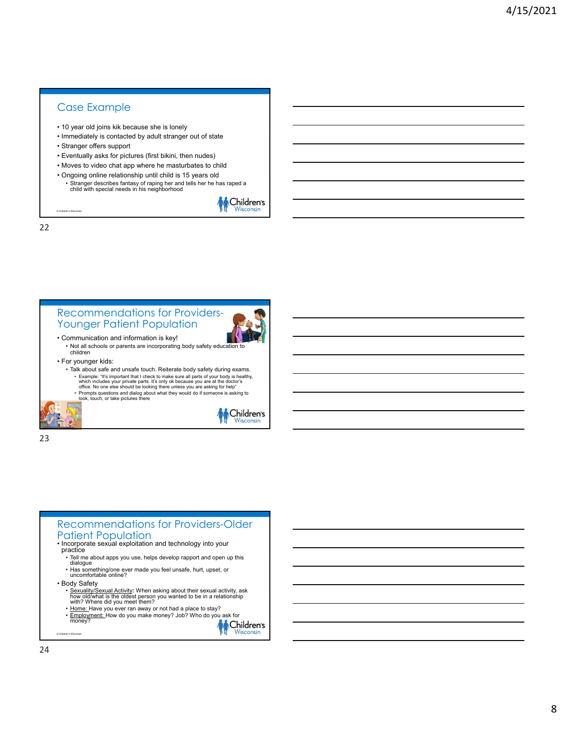## Case Example

- 10 year old joins kik because she is lonely
- Immediately is contacted by adult stranger out of state
- Stranger offers support
- Eventually asks for pictures (first bikini, then nudes)
- Moves to video chat app where he masturbates to child
- Ongoing online relationship until child is 15 years old
  - Stranger describes fantasy of raping her and tells her he has raped a child with special needs in his neighborhood

© Children's Wisconsin

## Recommendations for Providers- Younger Patient Population

- Communication and information is key!
  - Not all schools or parents are incorporating body safety education to children
- For younger kids:
  - Talk about safe and unsafe touch. Reiterate body safety during exams.
    - Example: "It's important that I check to make sure all parts of your body is healthy, which includes your private parts. It's only ok because you are at the doctor's office. No one else should be looking there unless you are asking for help"
    - Prompts questions and dialog about what they would do if someone is asking to look, touch, or take pictures there

## Recommendations for Providers-Older Patient Population

- Incorporate sexual exploitation and technology into your practice
  - Tell me about apps you use, helps develop rapport and open up this dialogue
  - Has something/one ever made you feel unsafe, hurt, upset, or uncomfortable online?
- Body Safety
  - Sexuality/Sexual Activity: When asking about their sexual activity, ask how old/what is the oldest person you wanted to be in a relationship with? Where did you meet them?
  - Home: Have you ever ran away or not had a place to stay?
  - Employment: How do you make money? Job? Who do you ask for money?

© Children's Wisconsin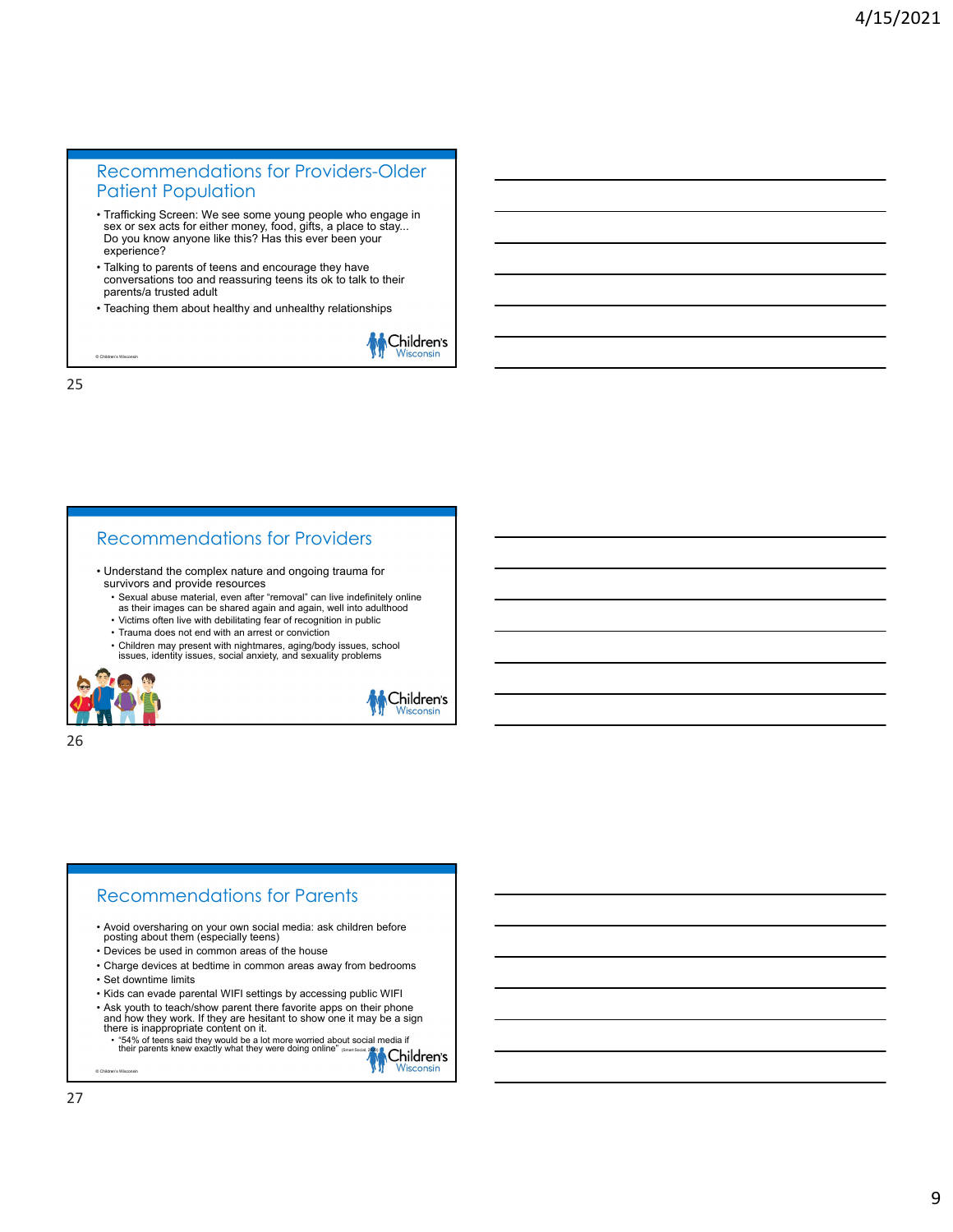## Recommendations for Providers-Older Patient Population

- Trafficking Screen: We see some young people who engage in sex or sex acts for either money, food, gifts, a place to stay... Do you know anyone like this? Has this ever been your experience?
- Talking to parents of teens and encourage they have conversations too and reassuring teens its ok to talk to their parents/a trusted adult
- Teaching them about healthy and unhealthy relationships

© Children's Wisconsin

Children's Wisconsin

25

## Recommendations for Providers

- Understand the complex nature and ongoing trauma for survivors and provide resources
  - Sexual abuse material, even after "removal" can live indefinitely online as their images can be shared again and again, well into adulthood
  - Victims often live with debilitating fear of recognition in public
  - Trauma does not end with an arrest or conviction
  - Children may present with nightmares, aging/body issues, school issues, identity issues, social anxiety, and sexuality problems

Children's Wisconsin

26

## Recommendations for Parents

- Avoid oversharing on your own social media: ask children before posting about them (especially teens)
- Devices be used in common areas of the house
- Charge devices at bedtime in common areas away from bedrooms
- Set downtime limits
- Kids can evade parental WIFI settings by accessing public WIFI
- Ask youth to teach/show parent there favorite apps on their phone and how they work. If they are hesitant to show one it may be a sign there is inappropriate content on it.
  - "54% of teens said they would be a lot more worried about social media if their parents knew exactly what they were doing online" (Smart Social, 2020)

© Children's Wisconsin

Children's Wisconsin

27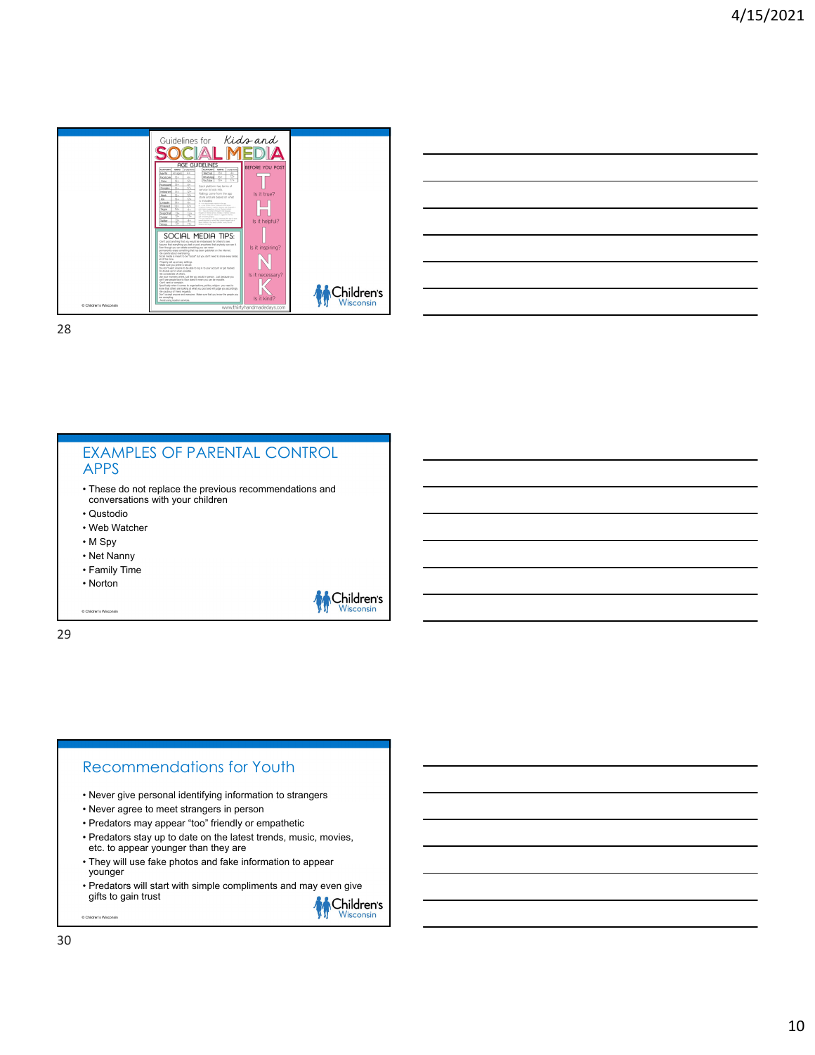Guidelines for Kids and SOCIAL MEDIA

AGE GUIDELINES

BEFORE YOU POST

T — Is it true?

H — Is it helpful?

I — Is it inspiring?

N — Is it necessary?

K — Is it kind?

SOCIAL MEDIA TIPS:

www.thirtyhandmadedays.com

© Children's Wisconsin

## EXAMPLES OF PARENTAL CONTROL APPS

- These do not replace the previous recommendations and conversations with your children
- Qustodio
- Web Watcher
- M Spy
- Net Nanny
- Family Time
- Norton

© Children's Wisconsin

## Recommendations for Youth

- Never give personal identifying information to strangers
- Never agree to meet strangers in person
- Predators may appear "too" friendly or empathetic
- Predators stay up to date on the latest trends, music, movies, etc. to appear younger than they are
- They will use fake photos and fake information to appear younger
- Predators will start with simple compliments and may even give gifts to gain trust

© Children's Wisconsin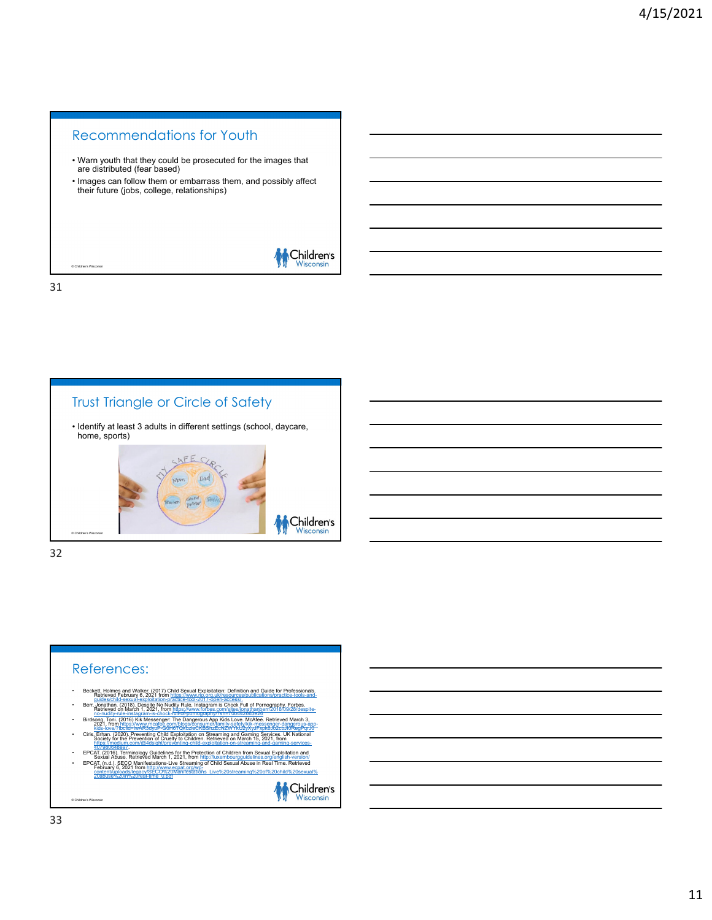## Recommendations for Youth

- Warn youth that they could be prosecuted for the images that are distributed (fear based)
- Images can follow them or embarrass them, and possibly affect their future (jobs, college, relationships)

© Children's Wisconsin

## Trust Triangle or Circle of Safety

- Identify at least 3 adults in different settings (school, daycare, home, sports)

© Children's Wisconsin

## References:

- Beckett, Holmes and Walker. (2017) Child Sexual Exploitation: Definition and Guide for Professionals. Retrieved February 6, 2021 from https://www.rip.org.uk/resources/publications/practice-tools-and-guides/child-sexual-exploitation-practice-tool-2017-open-access/
- Berr, Jonathan. (2018). Despite No Nudity Rule, Instagram is Chock Full of Pornography. Forbes. Retrieved on March 1, 2021, from https://www.forbes.com/sites/jonathanberr/2018/09/28/despite-no-nudity-rule-instagram-is-chock-full-of-pornography/?sh=70b442665e26
- Birdsong, Toni. (2016) Kik Messenger: The Dangerous App Kids Love. McAfee. Retrieved March 3, 2021, from https://www.mcafee.com/blogs/consumer/family-safety/kik-messenger-dangerous-app-kids-love/?fbclid=IwAR3dyuP-G0H6TQk0zleCKBShZEUNZWYKU2yXyJPxpk6J0ZcDJl0KegPgJ0
- Ciris, Erhan. (2020). Preventing Child Exploitation on Streaming and Gaming Services. UK National Society for the Prevention of Cruelty to Children. Retrieved on March 15, 2021, from https://medium.com/@4dsight/preventing-child-exploitation-on-streaming-and-gaming-services-4073a0de4897
- EPCAT. (2016). Terminology Guidelines for the Protection of Children from Sexual Exploitation and Sexual Abuse. Retrieved March 1, 2021, from http://luxembourgguidelines.org/english-version/
- EPCAT. (n.d.). SECO Manifestations-Live Streaming of Child Sexual Abuse in Real Time. Retrieved February 6, 2021 from http://www.ecpat.org/wp-content/uploads/legacy/SECO%20Manifestations_Live%20streaming%20of%20child%20sexual%20abuse%20in%20real-time_0.pdf

© Children's Wisconsin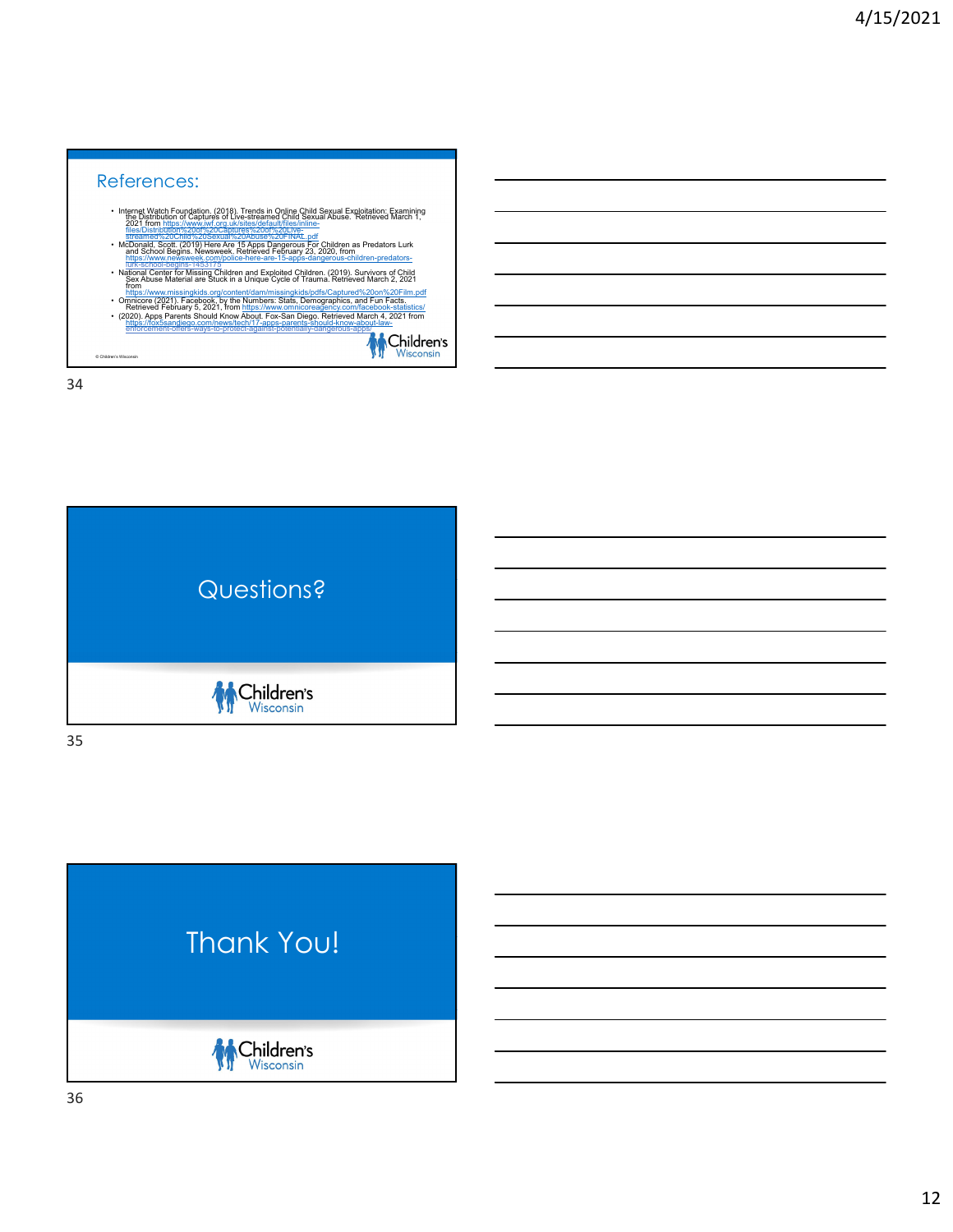## References:

- Internet Watch Foundation. (2018). Trends in Online Child Sexual Exploitation: Examining the Distribution of Captures of Live-streamed Child Sexual Abuse. Retrieved March 1, 2021 from https://www.iwf.org.uk/sites/default/files/inline-files/Distribution%20of%20Captures%20of%20Live-streamed%20Child%20Sexual%20Abuse%20FINAL.pdf
- McDonald, Scott. (2019) Here Are 15 Apps Dangerous For Children as Predators Lurk and School Begins. Newsweek. Retrieved February 23, 2020, from https://www.newsweek.com/police-here-are-15-apps-dangerous-children-predators-lurk-school-begins-1453175
- National Center for Missing Children and Exploited Children. (2019). Survivors of Child Sex Abuse Material are Stuck in a Unique Cycle of Trauma. Retrieved March 2, 2021 from https://www.missingkids.org/content/dam/missingkids/pdfs/Captured%20on%20Film.pdf
- Omnicore (2021). Facebook, by the Numbers: Stats, Demographics, and Fun Facts. Retrieved February 5, 2021, from https://www.omnicoreagency.com/facebook-statistics/
- (2020). Apps Parents Should Know About. Fox-San Diego. Retrieved March 4, 2021 from https://fox5sandiego.com/news/tech/17-apps-parents-should-know-about-law-enforcement-offers-ways-to-protect-against-potentially-dangerous-apps/

© Children's Wisconsin

Children's Wisconsin

# Questions?

Children's Wisconsin

# Thank You!

Children's Wisconsin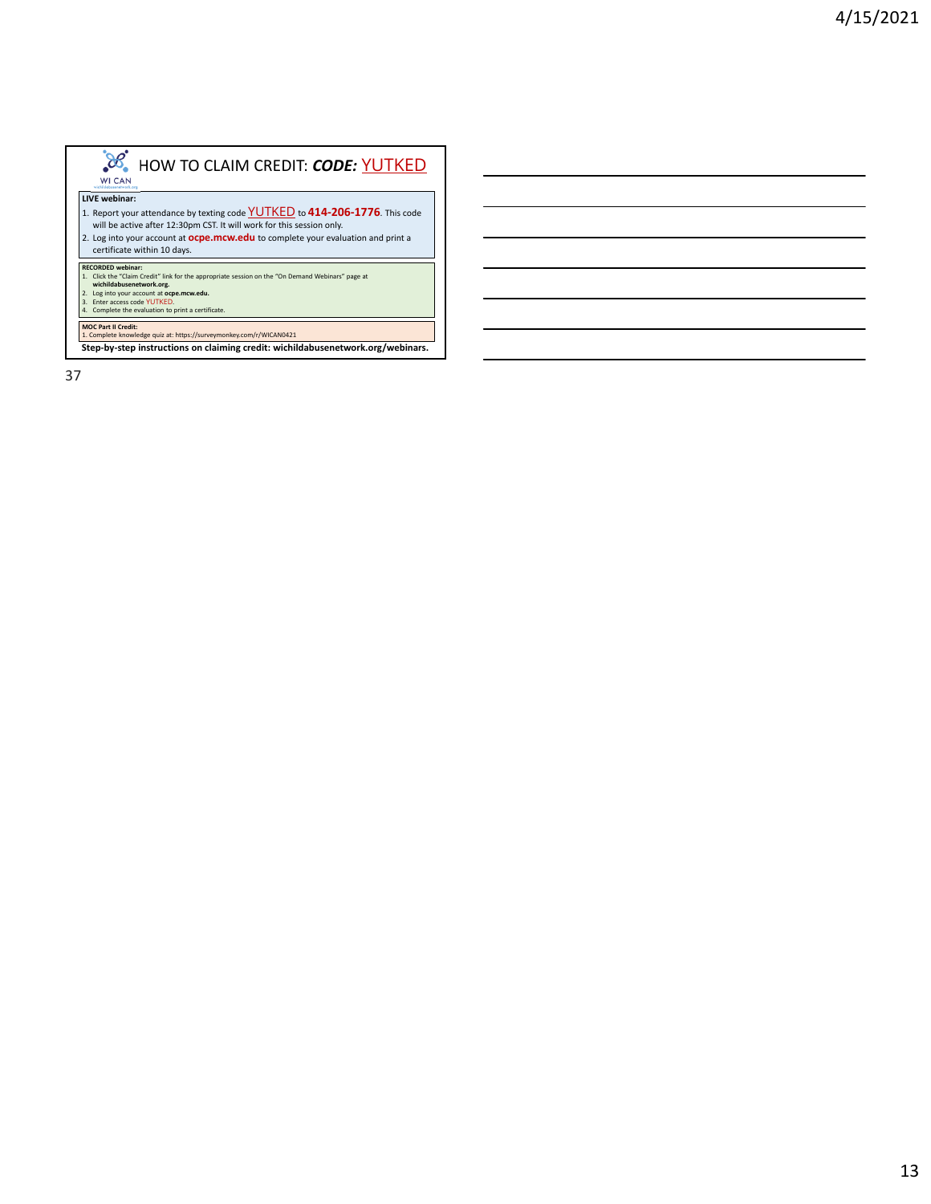## HOW TO CLAIM CREDIT: ***CODE:*** YUTKED

WI CAN

**LIVE webinar:**

1. Report your attendance by texting code YUTKED to **414-206-1776**. This code will be active after 12:30pm CST. It will work for this session only.
2. Log into your account at **ocpe.mcw.edu** to complete your evaluation and print a certificate within 10 days.

**RECORDED webinar:**

1. Click the "Claim Credit" link for the appropriate session on the "On Demand Webinars" page at **wichildabusenetwork.org.**
2. Log into your account at **ocpe.mcw.edu.**
3. Enter access code YUTKED.
4. Complete the evaluation to print a certificate.

**MOC Part II Credit:**

1. Complete knowledge quiz at: https://surveymonkey.com/r/WICAN0421

**Step-by-step instructions on claiming credit: wichildabusenetwork.org/webinars.**

37